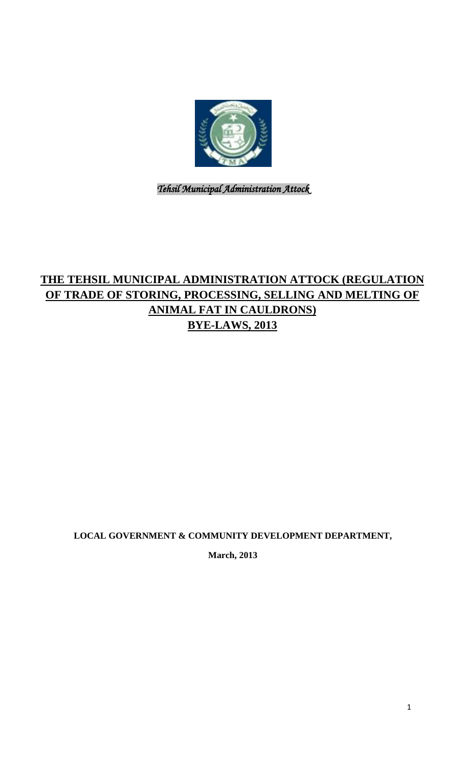*Tehsil Municipal Administration Attock*

# THE TEHSIL MUNICIPAL ADMINISTRATION ATTOCK (REGULATION OF TRADE OF STORING, PROCESSING, SELLING AND MELTING OF ANIMAL FAT IN CAULDRONS) BYE-LAWS, 2013

**LOCAL GOVERNMENT & COMMUNITY DEVELOPMENT DEPARTMENT,**

**March, 2013**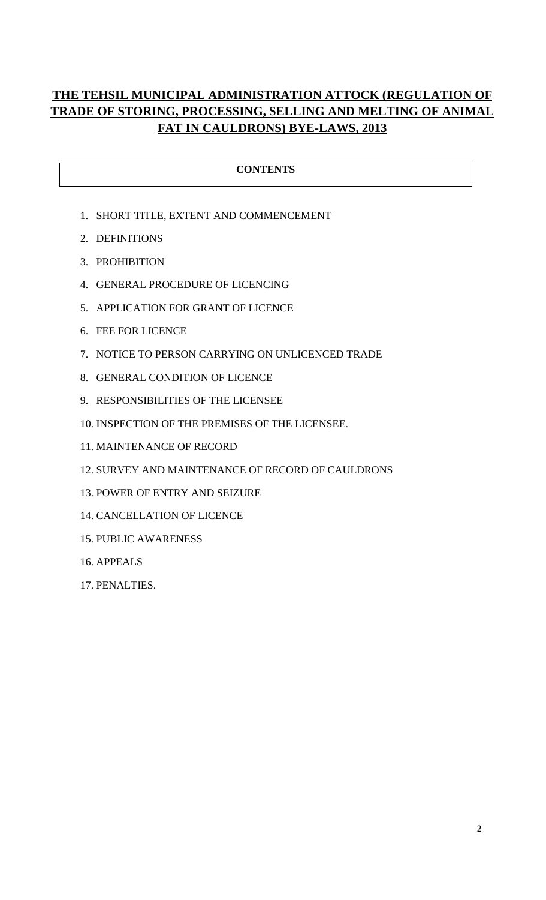# THE TEHSIL MUNICIPAL ADMINISTRATION ATTOCK (REGULATION OF TRADE OF STORING, PROCESSING, SELLING AND MELTING OF ANIMAL FAT IN CAULDRONS) BYE-LAWS, 2013

## CONTENTS

1. SHORT TITLE, EXTENT AND COMMENCEMENT
2. DEFINITIONS
3. PROHIBITION
4. GENERAL PROCEDURE OF LICENCING
5. APPLICATION FOR GRANT OF LICENCE
6. FEE FOR LICENCE
7. NOTICE TO PERSON CARRYING ON UNLICENCED TRADE
8. GENERAL CONDITION OF LICENCE
9. RESPONSIBILITIES OF THE LICENSEE
10. INSPECTION OF THE PREMISES OF THE LICENSEE.
11. MAINTENANCE OF RECORD
12. SURVEY AND MAINTENANCE OF RECORD OF CAULDRONS
13. POWER OF ENTRY AND SEIZURE
14. CANCELLATION OF LICENCE
15. PUBLIC AWARENESS
16. APPEALS
17. PENALTIES.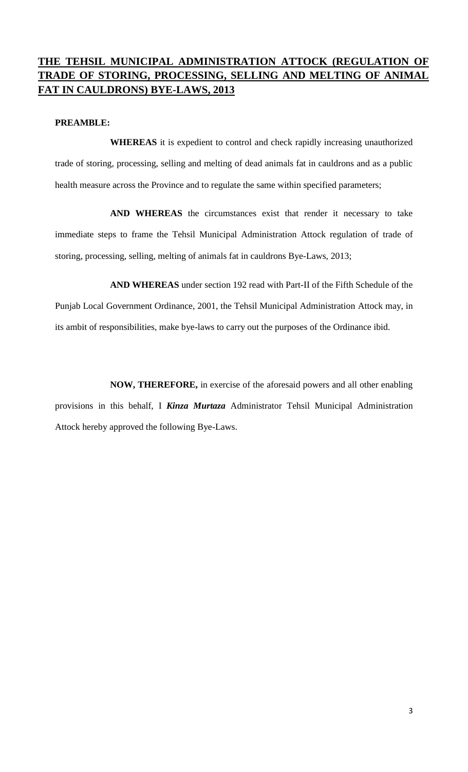# THE TEHSIL MUNICIPAL ADMINISTRATION ATTOCK (REGULATION OF TRADE OF STORING, PROCESSING, SELLING AND MELTING OF ANIMAL FAT IN CAULDRONS) BYE-LAWS, 2013

**PREAMBLE:**

**WHEREAS** it is expedient to control and check rapidly increasing unauthorized trade of storing, processing, selling and melting of dead animals fat in cauldrons and as a public health measure across the Province and to regulate the same within specified parameters;

**AND WHEREAS** the circumstances exist that render it necessary to take immediate steps to frame the Tehsil Municipal Administration Attock regulation of trade of storing, processing, selling, melting of animals fat in cauldrons Bye-Laws, 2013;

**AND WHEREAS** under section 192 read with Part-II of the Fifth Schedule of the Punjab Local Government Ordinance, 2001, the Tehsil Municipal Administration Attock may, in its ambit of responsibilities, make bye-laws to carry out the purposes of the Ordinance ibid.

**NOW, THEREFORE,** in exercise of the aforesaid powers and all other enabling provisions in this behalf, I ***Kinza Murtaza*** Administrator Tehsil Municipal Administration Attock hereby approved the following Bye-Laws.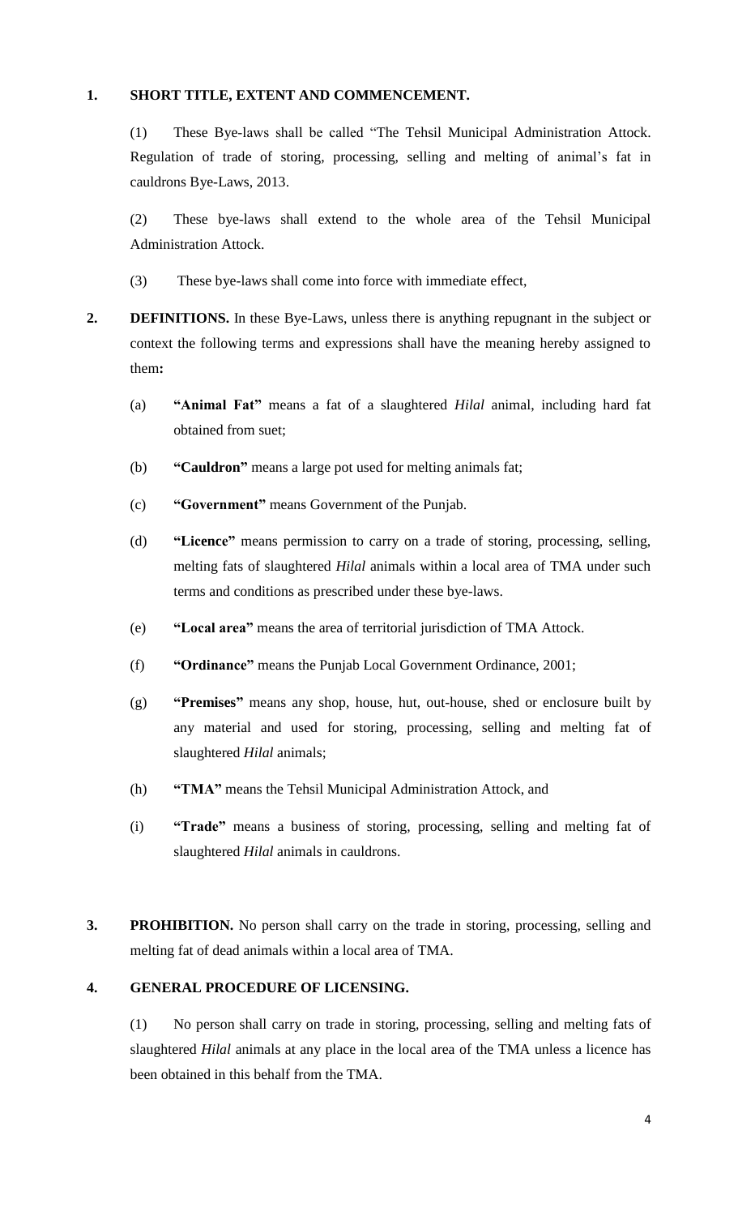**1. SHORT TITLE, EXTENT AND COMMENCEMENT.**

(1) These Bye-laws shall be called "The Tehsil Municipal Administration Attock. Regulation of trade of storing, processing, selling and melting of animal's fat in cauldrons Bye-Laws, 2013.

(2) These bye-laws shall extend to the whole area of the Tehsil Municipal Administration Attock.

(3) These bye-laws shall come into force with immediate effect,

**2. DEFINITIONS.** In these Bye-Laws, unless there is anything repugnant in the subject or context the following terms and expressions shall have the meaning hereby assigned to them**:**

(a) **"Animal Fat"** means a fat of a slaughtered *Hilal* animal, including hard fat obtained from suet;

(b) **"Cauldron"** means a large pot used for melting animals fat;

(c) **"Government"** means Government of the Punjab.

(d) **"Licence"** means permission to carry on a trade of storing, processing, selling, melting fats of slaughtered *Hilal* animals within a local area of TMA under such terms and conditions as prescribed under these bye-laws.

(e) **"Local area"** means the area of territorial jurisdiction of TMA Attock.

(f) **"Ordinance"** means the Punjab Local Government Ordinance, 2001;

(g) **"Premises"** means any shop, house, hut, out-house, shed or enclosure built by any material and used for storing, processing, selling and melting fat of slaughtered *Hilal* animals;

(h) **"TMA"** means the Tehsil Municipal Administration Attock, and

(i) **"Trade"** means a business of storing, processing, selling and melting fat of slaughtered *Hilal* animals in cauldrons.

**3. PROHIBITION.** No person shall carry on the trade in storing, processing, selling and melting fat of dead animals within a local area of TMA.

**4. GENERAL PROCEDURE OF LICENSING.**

(1) No person shall carry on trade in storing, processing, selling and melting fats of slaughtered *Hilal* animals at any place in the local area of the TMA unless a licence has been obtained in this behalf from the TMA.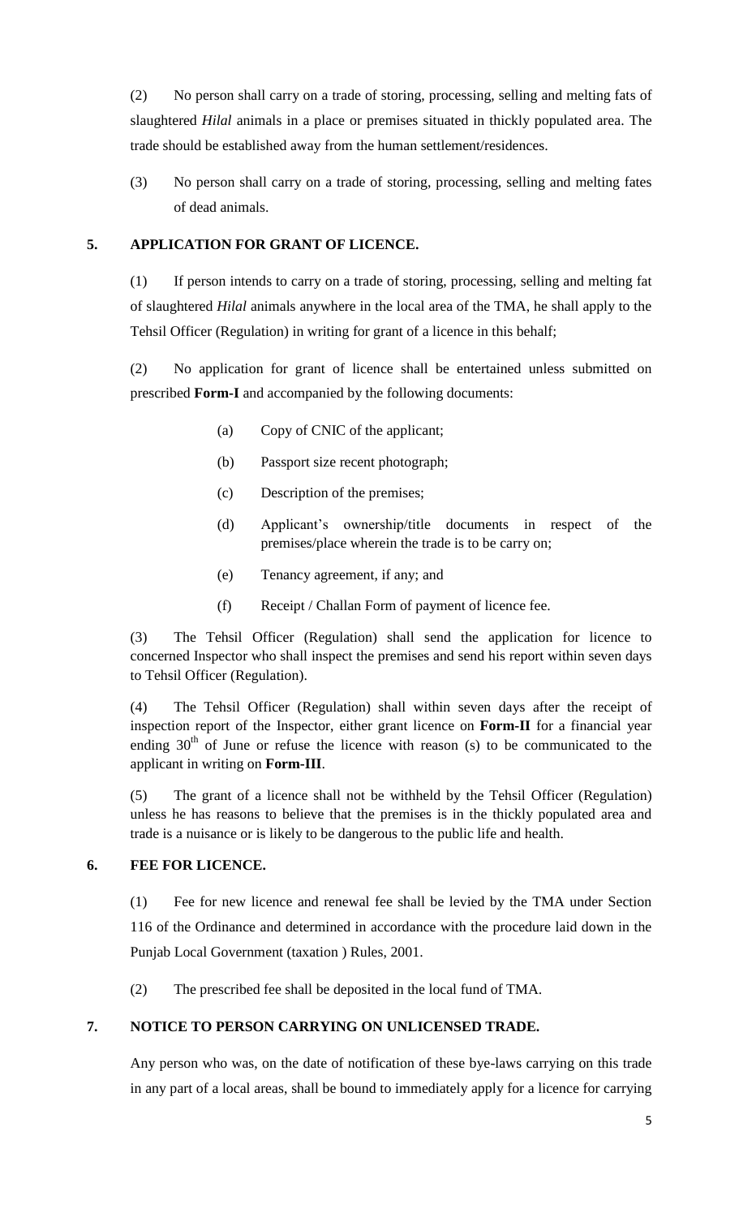(2) No person shall carry on a trade of storing, processing, selling and melting fats of slaughtered *Hilal* animals in a place or premises situated in thickly populated area. The trade should be established away from the human settlement/residences.

(3) No person shall carry on a trade of storing, processing, selling and melting fates of dead animals.

## 5. APPLICATION FOR GRANT OF LICENCE.

(1) If person intends to carry on a trade of storing, processing, selling and melting fat of slaughtered *Hilal* animals anywhere in the local area of the TMA, he shall apply to the Tehsil Officer (Regulation) in writing for grant of a licence in this behalf;

(2) No application for grant of licence shall be entertained unless submitted on prescribed **Form-I** and accompanied by the following documents:

- (a) Copy of CNIC of the applicant;
- (b) Passport size recent photograph;
- (c) Description of the premises;
- (d) Applicant's ownership/title documents in respect of the premises/place wherein the trade is to be carry on;
- (e) Tenancy agreement, if any; and
- (f) Receipt / Challan Form of payment of licence fee.

(3) The Tehsil Officer (Regulation) shall send the application for licence to concerned Inspector who shall inspect the premises and send his report within seven days to Tehsil Officer (Regulation).

(4) The Tehsil Officer (Regulation) shall within seven days after the receipt of inspection report of the Inspector, either grant licence on **Form-II** for a financial year ending 30th of June or refuse the licence with reason (s) to be communicated to the applicant in writing on **Form-III**.

(5) The grant of a licence shall not be withheld by the Tehsil Officer (Regulation) unless he has reasons to believe that the premises is in the thickly populated area and trade is a nuisance or is likely to be dangerous to the public life and health.

## 6. FEE FOR LICENCE.

(1) Fee for new licence and renewal fee shall be levied by the TMA under Section 116 of the Ordinance and determined in accordance with the procedure laid down in the Punjab Local Government (taxation ) Rules, 2001.

(2) The prescribed fee shall be deposited in the local fund of TMA.

## 7. NOTICE TO PERSON CARRYING ON UNLICENSED TRADE.

Any person who was, on the date of notification of these bye-laws carrying on this trade in any part of a local areas, shall be bound to immediately apply for a licence for carrying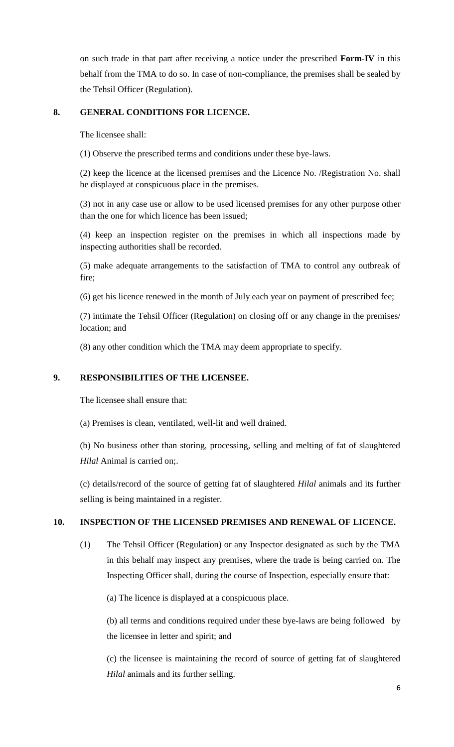on such trade in that part after receiving a notice under the prescribed **Form-IV** in this behalf from the TMA to do so. In case of non-compliance, the premises shall be sealed by the Tehsil Officer (Regulation).

## 8. GENERAL CONDITIONS FOR LICENCE.

The licensee shall:

(1) Observe the prescribed terms and conditions under these bye-laws.

(2) keep the licence at the licensed premises and the Licence No. /Registration No. shall be displayed at conspicuous place in the premises.

(3) not in any case use or allow to be used licensed premises for any other purpose other than the one for which licence has been issued;

(4) keep an inspection register on the premises in which all inspections made by inspecting authorities shall be recorded.

(5) make adequate arrangements to the satisfaction of TMA to control any outbreak of fire;

(6) get his licence renewed in the month of July each year on payment of prescribed fee;

(7) intimate the Tehsil Officer (Regulation) on closing off or any change in the premises/ location; and

(8) any other condition which the TMA may deem appropriate to specify.

## 9. RESPONSIBILITIES OF THE LICENSEE.

The licensee shall ensure that:

(a) Premises is clean, ventilated, well-lit and well drained.

(b) No business other than storing, processing, selling and melting of fat of slaughtered *Hilal* Animal is carried on;.

(c) details/record of the source of getting fat of slaughtered *Hilal* animals and its further selling is being maintained in a register.

## 10. INSPECTION OF THE LICENSED PREMISES AND RENEWAL OF LICENCE.

(1) The Tehsil Officer (Regulation) or any Inspector designated as such by the TMA in this behalf may inspect any premises, where the trade is being carried on. The Inspecting Officer shall, during the course of Inspection, especially ensure that:

(a) The licence is displayed at a conspicuous place.

(b) all terms and conditions required under these bye-laws are being followed by the licensee in letter and spirit; and

(c) the licensee is maintaining the record of source of getting fat of slaughtered *Hilal* animals and its further selling.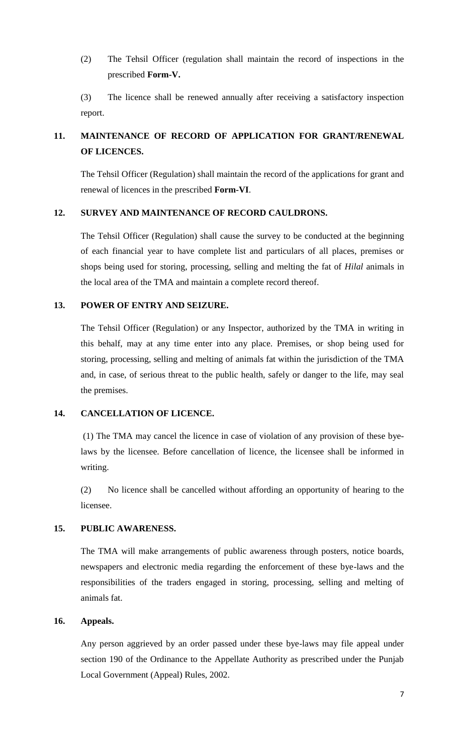(2) The Tehsil Officer (regulation shall maintain the record of inspections in the prescribed **Form-V.**

(3) The licence shall be renewed annually after receiving a satisfactory inspection report.

## 11. MAINTENANCE OF RECORD OF APPLICATION FOR GRANT/RENEWAL OF LICENCES.

The Tehsil Officer (Regulation) shall maintain the record of the applications for grant and renewal of licences in the prescribed **Form-VI**.

## 12. SURVEY AND MAINTENANCE OF RECORD CAULDRONS.

The Tehsil Officer (Regulation) shall cause the survey to be conducted at the beginning of each financial year to have complete list and particulars of all places, premises or shops being used for storing, processing, selling and melting the fat of *Hilal* animals in the local area of the TMA and maintain a complete record thereof.

## 13. POWER OF ENTRY AND SEIZURE.

The Tehsil Officer (Regulation) or any Inspector, authorized by the TMA in writing in this behalf, may at any time enter into any place. Premises, or shop being used for storing, processing, selling and melting of animals fat within the jurisdiction of the TMA and, in case, of serious threat to the public health, safely or danger to the life, may seal the premises.

## 14. CANCELLATION OF LICENCE.

(1) The TMA may cancel the licence in case of violation of any provision of these bye-laws by the licensee. Before cancellation of licence, the licensee shall be informed in writing.

(2) No licence shall be cancelled without affording an opportunity of hearing to the licensee.

## 15. PUBLIC AWARENESS.

The TMA will make arrangements of public awareness through posters, notice boards, newspapers and electronic media regarding the enforcement of these bye-laws and the responsibilities of the traders engaged in storing, processing, selling and melting of animals fat.

## 16. Appeals.

Any person aggrieved by an order passed under these bye-laws may file appeal under section 190 of the Ordinance to the Appellate Authority as prescribed under the Punjab Local Government (Appeal) Rules, 2002.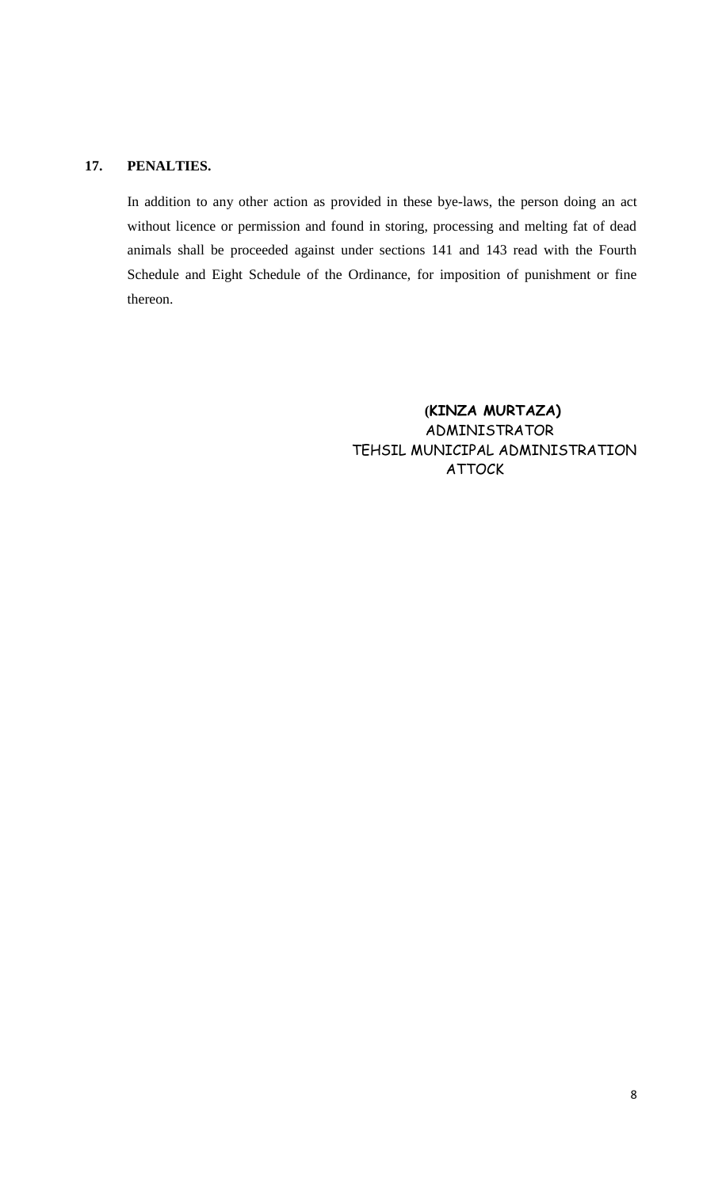## 17. PENALTIES.

In addition to any other action as provided in these bye-laws, the person doing an act without licence or permission and found in storing, processing and melting fat of dead animals shall be proceeded against under sections 141 and 143 read with the Fourth Schedule and Eight Schedule of the Ordinance, for imposition of punishment or fine thereon.

**(KINZA MURTAZA)**
ADMINISTRATOR
TEHSIL MUNICIPAL ADMINISTRATION
ATTOCK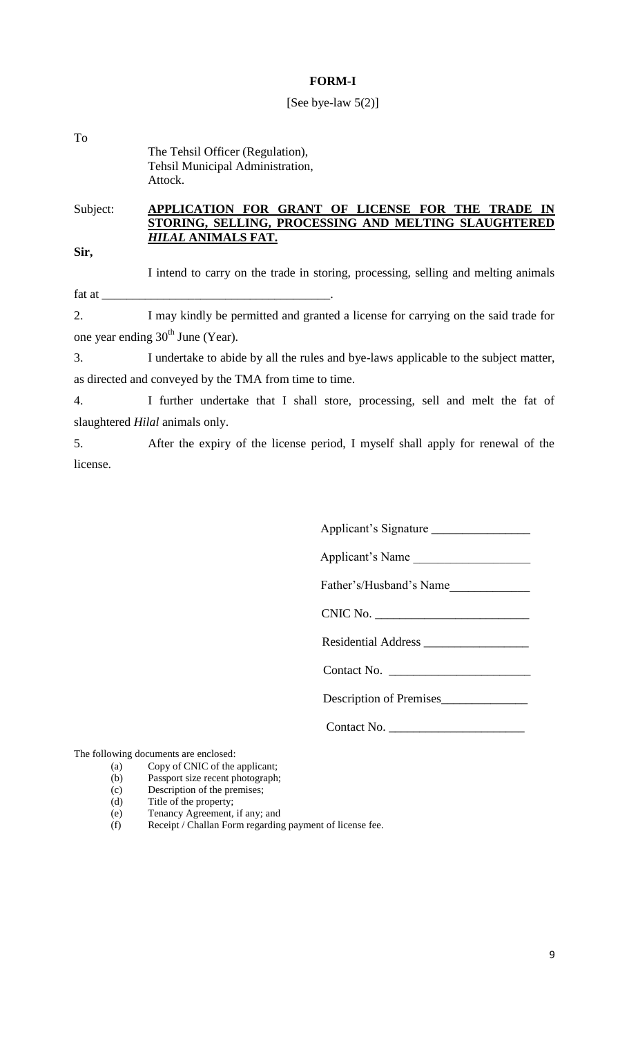**FORM-I**

[See bye-law 5(2)]

To

The Tehsil Officer (Regulation),
Tehsil Municipal Administration,
Attock.

Subject: **<u>APPLICATION FOR GRANT OF LICENSE FOR THE TRADE IN STORING, SELLING, PROCESSING AND MELTING SLAUGHTERED *HILAL* ANIMALS FAT.</u>**

**Sir,**

I intend to carry on the trade in storing, processing, selling and melting animals fat at ____________________________________.

2. I may kindly be permitted and granted a license for carrying on the said trade for one year ending 30th June (Year).

3. I undertake to abide by all the rules and bye-laws applicable to the subject matter, as directed and conveyed by the TMA from time to time.

4. I further undertake that I shall store, processing, sell and melt the fat of slaughtered *Hilal* animals only.

5. After the expiry of the license period, I myself shall apply for renewal of the license.

Applicant's Signature ________________

Applicant's Name ___________________

Father's/Husband's Name_____________

CNIC No. _________________________

Residential Address _________________

Contact No. _______________________

Description of Premises______________

Contact No. ______________________

The following documents are enclosed:

(a) Copy of CNIC of the applicant;
(b) Passport size recent photograph;
(c) Description of the premises;
(d) Title of the property;
(e) Tenancy Agreement, if any; and
(f) Receipt / Challan Form regarding payment of license fee.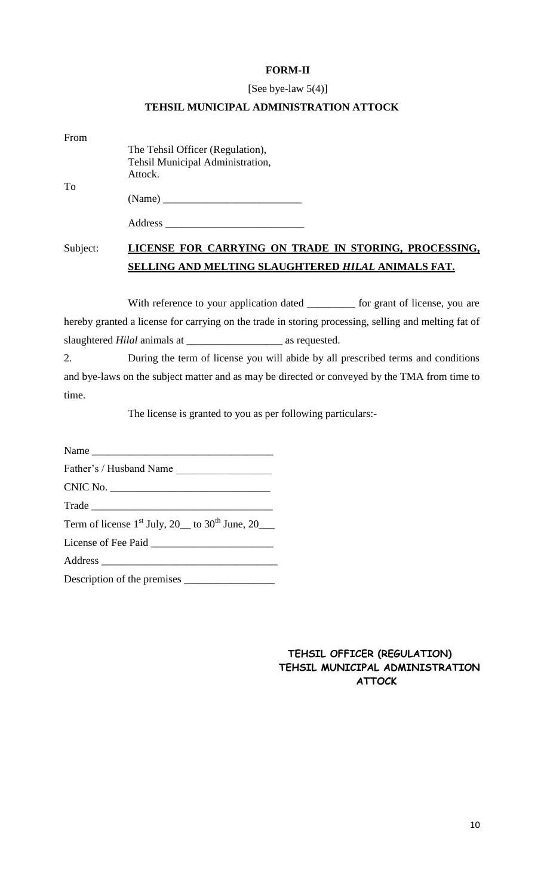**FORM-II**

[See bye-law 5(4)]

**TEHSIL MUNICIPAL ADMINISTRATION ATTOCK**

From

The Tehsil Officer (Regulation),
Tehsil Municipal Administration,
Attock.

To

(Name) ___________________________

Address ___________________________

Subject: **LICENSE FOR CARRYING ON TRADE IN STORING, PROCESSING, SELLING AND MELTING SLAUGHTERED *HILAL* ANIMALS FAT.**

With reference to your application dated _________ for grant of license, you are hereby granted a license for carrying on the trade in storing processing, selling and melting fat of slaughtered *Hilal* animals at __________________ as requested.

2. During the term of license you will abide by all prescribed terms and conditions and bye-laws on the subject matter and as may be directed or conveyed by the TMA from time to time.

The license is granted to you as per following particulars:-

Name ___________________________________

Father's / Husband Name __________________

CNIC No. ______________________________

Trade _________________________________

Term of license 1st July, 20__ to 30th June, 20___

License of Fee Paid _______________________

Address _________________________________

Description of the premises _________________

**TEHSIL OFFICER (REGULATION)**
**TEHSIL MUNICIPAL ADMINISTRATION**
**ATTOCK**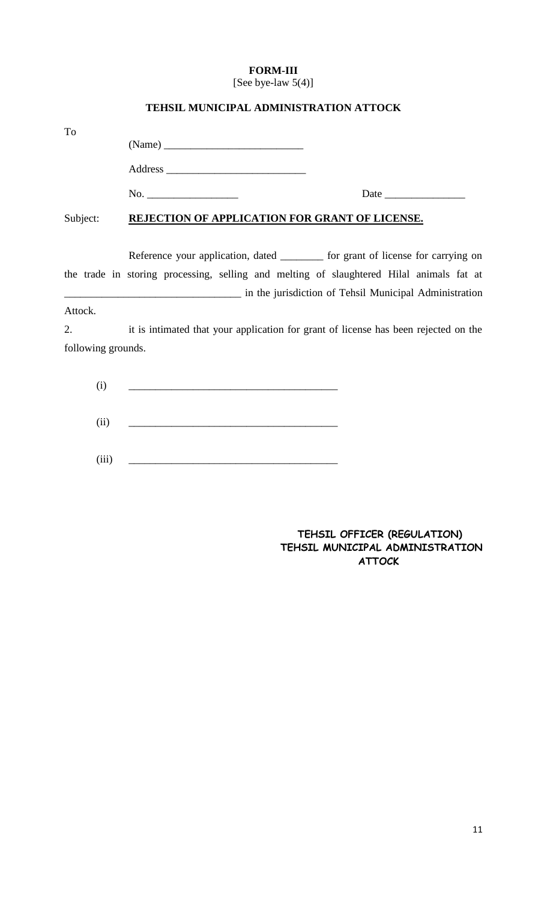**FORM-III**
[See bye-law 5(4)]

**TEHSIL MUNICIPAL ADMINISTRATION ATTOCK**

To

(Name) __________________________

Address __________________________

No. _________________ Date _______________

Subject: **REJECTION OF APPLICATION FOR GRANT OF LICENSE.**

Reference your application, dated ________ for grant of license for carrying on the trade in storing processing, selling and melting of slaughtered Hilal animals fat at ________________________________ in the jurisdiction of Tehsil Municipal Administration Attock.

2. it is intimated that your application for grant of license has been rejected on the following grounds.

(i) _______________________________________

(ii) _______________________________________

(iii) _______________________________________

**TEHSIL OFFICER (REGULATION)**
**TEHSIL MUNICIPAL ADMINISTRATION**
**ATTOCK**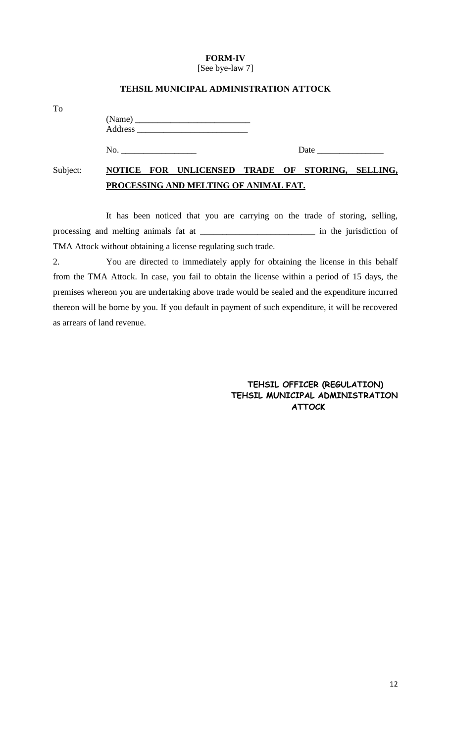**FORM-IV**
[See bye-law 7]

**TEHSIL MUNICIPAL ADMINISTRATION ATTOCK**

To

(Name) __________________________
Address _________________________

No. _________________ Date _______________

Subject: **NOTICE FOR UNLICENSED TRADE OF STORING, SELLING, PROCESSING AND MELTING OF ANIMAL FAT.**

It has been noticed that you are carrying on the trade of storing, selling, processing and melting animals fat at _________________________ in the jurisdiction of TMA Attock without obtaining a license regulating such trade.

2. You are directed to immediately apply for obtaining the license in this behalf from the TMA Attock. In case, you fail to obtain the license within a period of 15 days, the premises whereon you are undertaking above trade would be sealed and the expenditure incurred thereon will be borne by you. If you default in payment of such expenditure, it will be recovered as arrears of land revenue.

**TEHSIL OFFICER (REGULATION)**
**TEHSIL MUNICIPAL ADMINISTRATION**
**ATTOCK**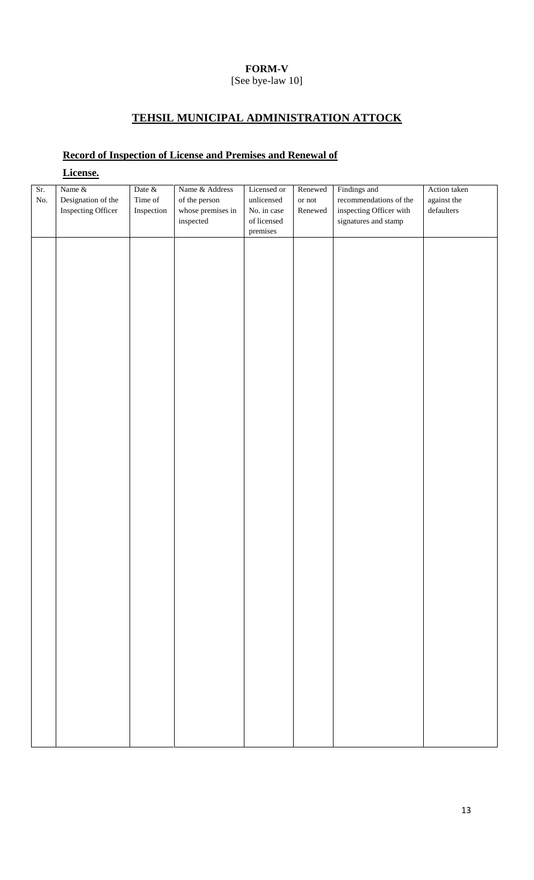**FORM-V**
[See bye-law 10]

## TEHSIL MUNICIPAL ADMINISTRATION ATTOCK

### Record of Inspection of License and Premises and Renewal of License.

| Sr. No. | Name & Designation of the Inspecting Officer | Date & Time of Inspection | Name & Address of the person whose premises in inspected | Licensed or unlicensed No. in case of licensed premises | Renewed or not Renewed | Findings and recommendations of the inspecting Officer with signatures and stamp | Action taken against the defaulters |
|---|---|---|---|---|---|---|---|
| | | | | | | | |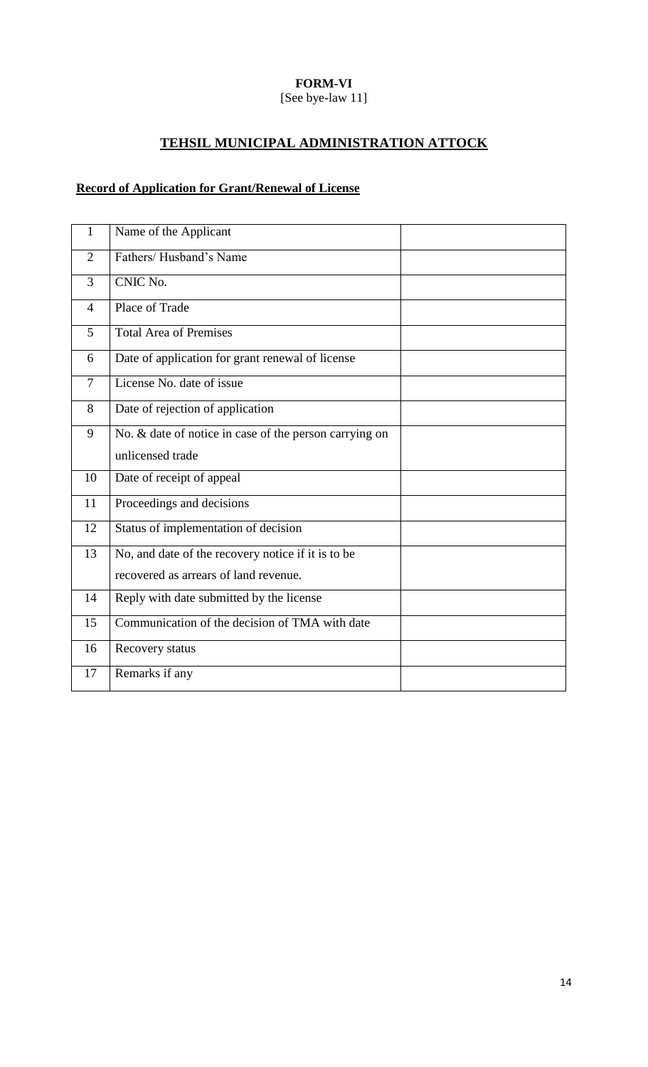**FORM-VI**

[See bye-law 11]

## TEHSIL MUNICIPAL ADMINISTRATION ATTOCK

**Record of Application for Grant/Renewal of License**

| | | |
|---|---|---|
| 1 | Name of the Applicant | |
| 2 | Fathers/ Husband's Name | |
| 3 | CNIC No. | |
| 4 | Place of Trade | |
| 5 | Total Area of Premises | |
| 6 | Date of application for grant renewal of license | |
| 7 | License No. date of issue | |
| 8 | Date of rejection of application | |
| 9 | No. & date of notice in case of the person carrying on unlicensed trade | |
| 10 | Date of receipt of appeal | |
| 11 | Proceedings and decisions | |
| 12 | Status of implementation of decision | |
| 13 | No, and date of the recovery notice if it is to be recovered as arrears of land revenue. | |
| 14 | Reply with date submitted by the license | |
| 15 | Communication of the decision of TMA with date | |
| 16 | Recovery status | |
| 17 | Remarks if any | |